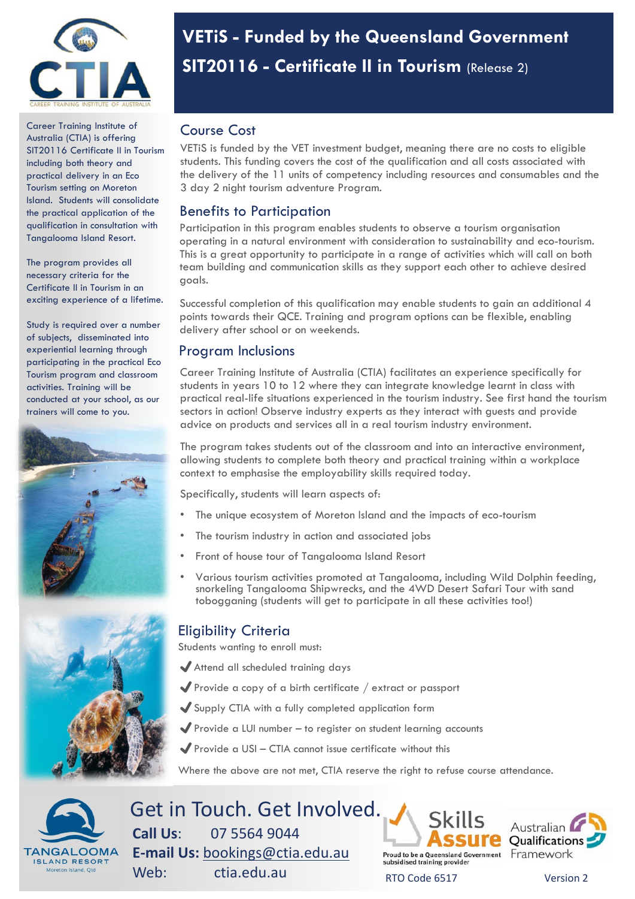# VETiS - Funded by the Queensland Government

## SIT20116 - Certificate II in Tourism (Release 2)

Career Training Institute of Australia (CTIA) is offering SIT20116 Certificate II in Tourism including both theory and practical delivery in an Eco Tourism setting on Moreton Island. Students will consolidate the practical application of the qualification in consultation with Tangalooma Island Resort.

The program provides all necessary criteria for the Certificate II in Tourism in an exciting experience of a lifetime.

Study is required over a number of subjects, disseminated into experiential learning through participating in the practical Eco Tourism program and classroom activities. Training will be conducted at your school, as our trainers will come to you.

## Course Cost

VETiS is funded by the VET investment budget, meaning there are no costs to eligible students. This funding covers the cost of the qualification and all costs associated with the delivery of the 11 units of competency including resources and consumables and the 3 day 2 night tourism adventure Program.

## Benefits to Participation

Participation in this program enables students to observe a tourism organisation operating in a natural environment with consideration to sustainability and eco-tourism. This is a great opportunity to participate in a range of activities which will call on both team building and communication skills as they support each other to achieve desired goals.

Successful completion of this qualification may enable students to gain an additional 4 points towards their QCE. Training and program options can be flexible, enabling delivery after school or on weekends.

## Program Inclusions

Career Training Institute of Australia (CTIA) facilitates an experience specifically for students in years 10 to 12 where they can integrate knowledge learnt in class with practical real-life situations experienced in the tourism industry. See first hand the tourism sectors in action! Observe industry experts as they interact with guests and provide advice on products and services all in a real tourism industry environment.

The program takes students out of the classroom and into an interactive environment, allowing students to complete both theory and practical training within a workplace context to emphasise the employability skills required today.

Specifically, students will learn aspects of:

- The unique ecosystem of Moreton Island and the impacts of eco-tourism
- The tourism industry in action and associated jobs
- Front of house tour of Tangalooma Island Resort
- Various tourism activities promoted at Tangalooma, including Wild Dolphin feeding, snorkeling Tangalooma Shipwrecks, and the 4WD Desert Safari Tour with sand tobogganing (students will get to participate in all these activities too!)

## Eligibility Criteria

Students wanting to enroll must:

- ✔ Attend all scheduled training days
- ✔ Provide a copy of a birth certificate / extract or passport
- ✔ Supply CTIA with a fully completed application form
- ✔ Provide a LUI number – to register on student learning accounts
- ✔ Provide a USI – CTIA cannot issue certificate without this

Where the above are not met, CTIA reserve the right to refuse course attendance.

## Get in Touch. Get Involved.

**Call Us**: 07 5564 9044

**E-mail Us:** bookings@ctia.edu.au

Web: ctia.edu.au

Skills Assure – Proud to be a Queensland Government subsidised training provider

Australian Qualifications Framework

RTO Code 6517

Version 2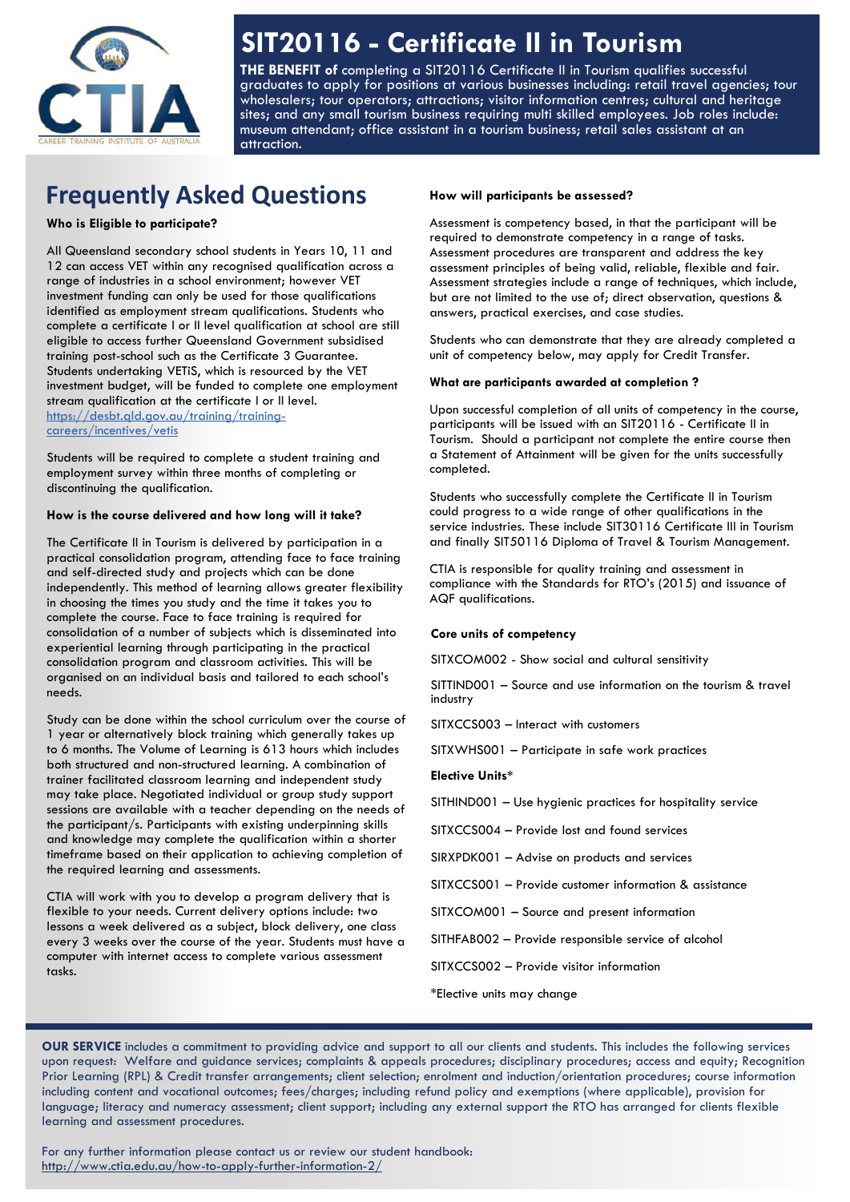# SIT20116 - Certificate II in Tourism

**THE BENEFIT of** completing a SIT20116 Certificate II in Tourism qualifies successful graduates to apply for positions at various businesses including: retail travel agencies; tour wholesalers; tour operators; attractions; visitor information centres; cultural and heritage sites; and any small tourism business requiring multi skilled employees. Job roles include: museum attendant; office assistant in a tourism business; retail sales assistant at an attraction.

## Frequently Asked Questions

**Who is Eligible to participate?**

All Queensland secondary school students in Years 10, 11 and 12 can access VET within any recognised qualification across a range of industries in a school environment; however VET investment funding can only be used for those qualifications identified as employment stream qualifications. Students who complete a certificate I or II level qualification at school are still eligible to access further Queensland Government subsidised training post-school such as the Certificate 3 Guarantee. Students undertaking VETiS, which is resourced by the VET investment budget, will be funded to complete one employment stream qualification at the certificate I or II level. https://desbt.qld.gov.au/training/training-careers/incentives/vetis

Students will be required to complete a student training and employment survey within three months of completing or discontinuing the qualification.

**How is the course delivered and how long will it take?**

The Certificate II in Tourism is delivered by participation in a practical consolidation program, attending face to face training and self-directed study and projects which can be done independently. This method of learning allows greater flexibility in choosing the times you study and the time it takes you to complete the course. Face to face training is required for consolidation of a number of subjects which is disseminated into experiential learning through participating in the practical consolidation program and classroom activities. This will be organised on an individual basis and tailored to each school's needs.

Study can be done within the school curriculum over the course of 1 year or alternatively block training which generally takes up to 6 months. The Volume of Learning is 613 hours which includes both structured and non-structured learning. A combination of trainer facilitated classroom learning and independent study may take place. Negotiated individual or group study support sessions are available with a teacher depending on the needs of the participant/s. Participants with existing underpinning skills and knowledge may complete the qualification within a shorter timeframe based on their application to achieving completion of the required learning and assessments.

CTIA will work with you to develop a program delivery that is flexible to your needs. Current delivery options include: two lessons a week delivered as a subject, block delivery, one class every 3 weeks over the course of the year. Students must have a computer with internet access to complete various assessment tasks.

**How will participants be assessed?**

Assessment is competency based, in that the participant will be required to demonstrate competency in a range of tasks. Assessment procedures are transparent and address the key assessment principles of being valid, reliable, flexible and fair. Assessment strategies include a range of techniques, which include, but are not limited to the use of; direct observation, questions & answers, practical exercises, and case studies.

Students who can demonstrate that they are already completed a unit of competency below, may apply for Credit Transfer.

**What are participants awarded at completion ?**

Upon successful completion of all units of competency in the course, participants will be issued with an SIT20116 - Certificate II in Tourism. Should a participant not complete the entire course then a Statement of Attainment will be given for the units successfully completed.

Students who successfully complete the Certificate II in Tourism could progress to a wide range of other qualifications in the service industries. These include SIT30116 Certificate III in Tourism and finally SIT50116 Diploma of Travel & Tourism Management.

CTIA is responsible for quality training and assessment in compliance with the Standards for RTO's (2015) and issuance of AQF qualifications.

**Core units of competency**

SITXCOM002 - Show social and cultural sensitivity

SITTIND001 – Source and use information on the tourism & travel industry

SITXCCS003 – Interact with customers

SITXWHS001 – Participate in safe work practices

**Elective Units***

SITHIND001 – Use hygienic practices for hospitality service

SITXCCS004 – Provide lost and found services

SIRXPDK001 – Advise on products and services

SITXCCS001 – Provide customer information & assistance

SITXCOM001 – Source and present information

SITHFAB002 – Provide responsible service of alcohol

SITXCCS002 – Provide visitor information

*Elective units may change

**OUR SERVICE** includes a commitment to providing advice and support to all our clients and students. This includes the following services upon request: Welfare and guidance services; complaints & appeals procedures; disciplinary procedures; access and equity; Recognition Prior Learning (RPL) & Credit transfer arrangements; client selection; enrolment and induction/orientation procedures; course information including content and vocational outcomes; fees/charges; including refund policy and exemptions (where applicable), provision for language; literacy and numeracy assessment; client support; including any external support the RTO has arranged for clients flexible learning and assessment procedures.

For any further information please contact us or review our student handbook: http://www.ctia.edu.au/how-to-apply-further-information-2/